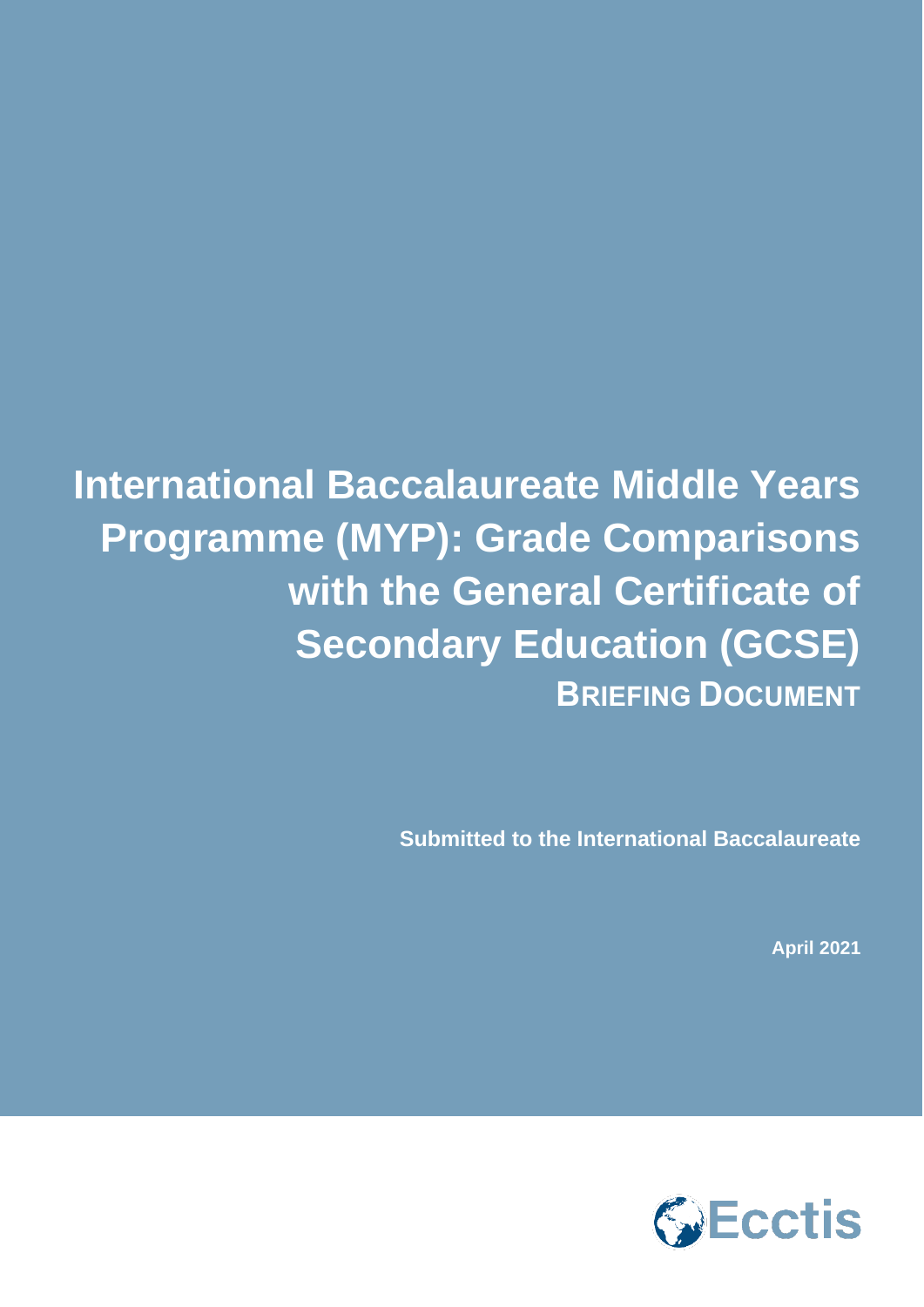# International Baccalaureate Middle Years Programme (MYP): Grade Comparisons with the General Certificate of Secondary Education (GCSE)

## BRIEFING DOCUMENT

**Submitted to the International Baccalaureate**

**April 2021**

Ecctis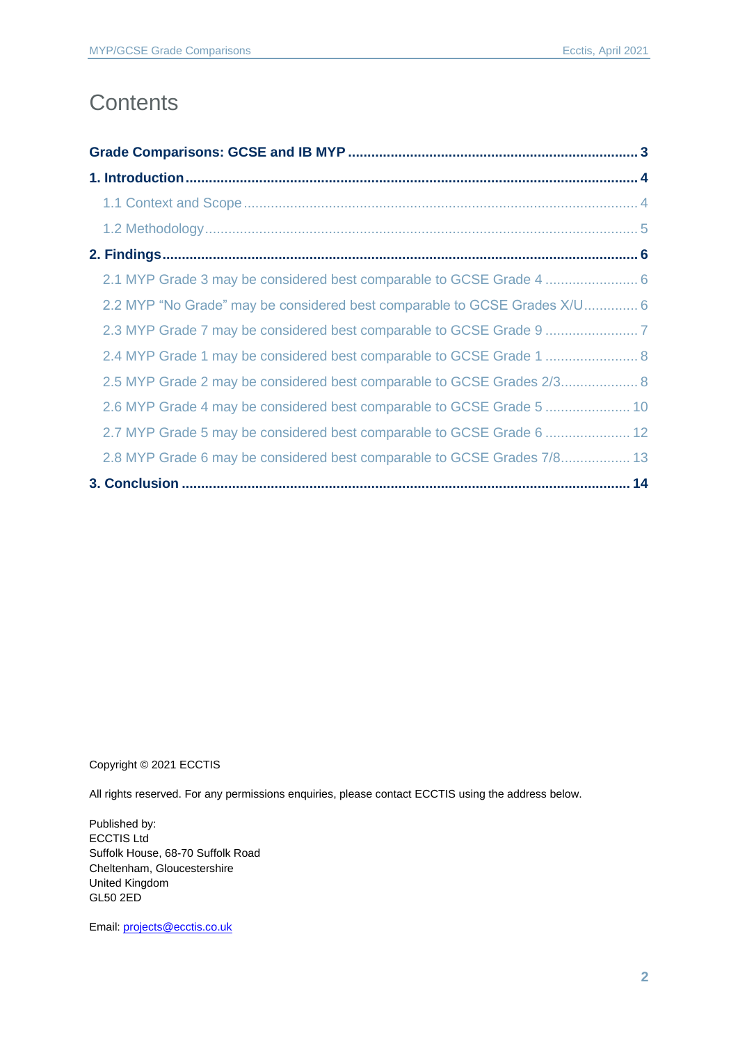# Contents

**Grade Comparisons: GCSE and IB MYP** ........................................ **3**

**1. Introduction** ........................................ **4**

- 1.1 Context and Scope ........................................ 4
- 1.2 Methodology ........................................ 5

**2. Findings** ........................................ **6**

- 2.1 MYP Grade 3 may be considered best comparable to GCSE Grade 4 ........................................ 6
- 2.2 MYP "No Grade" may be considered best comparable to GCSE Grades X/U ........................................ 6
- 2.3 MYP Grade 7 may be considered best comparable to GCSE Grade 9 ........................................ 7
- 2.4 MYP Grade 1 may be considered best comparable to GCSE Grade 1 ........................................ 8
- 2.5 MYP Grade 2 may be considered best comparable to GCSE Grades 2/3 ........................................ 8
- 2.6 MYP Grade 4 may be considered best comparable to GCSE Grade 5 ........................................ 10
- 2.7 MYP Grade 5 may be considered best comparable to GCSE Grade 6 ........................................ 12
- 2.8 MYP Grade 6 may be considered best comparable to GCSE Grades 7/8 ........................................ 13

**3. Conclusion** ........................................ **14**

Copyright © 2021 ECCTIS

All rights reserved. For any permissions enquiries, please contact ECCTIS using the address below.

Published by:
ECCTIS Ltd
Suffolk House, 68-70 Suffolk Road
Cheltenham, Gloucestershire
United Kingdom
GL50 2ED

Email: projects@ecctis.co.uk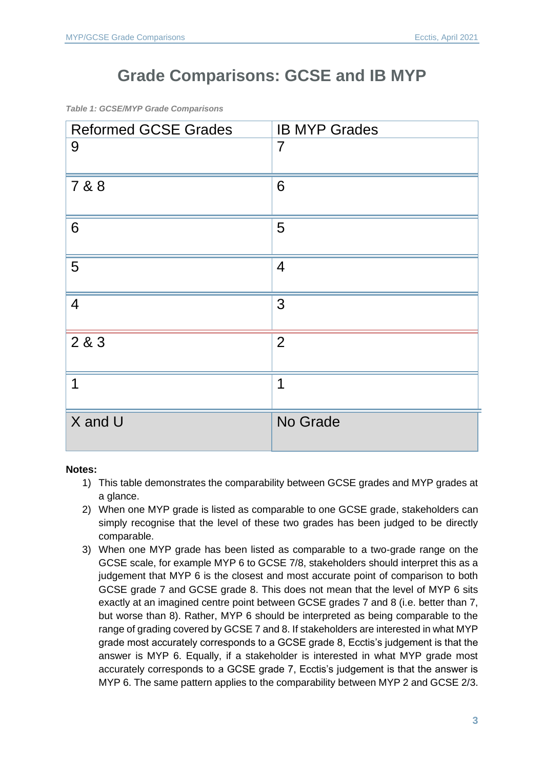# Grade Comparisons: GCSE and IB MYP

*Table 1: GCSE/MYP Grade Comparisons*

| Reformed GCSE Grades | IB MYP Grades |
|---|---|
| 9 | 7 |
| 7 & 8 | 6 |
| 6 | 5 |
| 5 | 4 |
| 4 | 3 |
| 2 & 3 | 2 |
| 1 | 1 |
| X and U | No Grade |

**Notes:**

1) This table demonstrates the comparability between GCSE grades and MYP grades at a glance.
2) When one MYP grade is listed as comparable to one GCSE grade, stakeholders can simply recognise that the level of these two grades has been judged to be directly comparable.
3) When one MYP grade has been listed as comparable to a two-grade range on the GCSE scale, for example MYP 6 to GCSE 7/8, stakeholders should interpret this as a judgement that MYP 6 is the closest and most accurate point of comparison to both GCSE grade 7 and GCSE grade 8. This does not mean that the level of MYP 6 sits exactly at an imagined centre point between GCSE grades 7 and 8 (i.e. better than 7, but worse than 8). Rather, MYP 6 should be interpreted as being comparable to the range of grading covered by GCSE 7 and 8. If stakeholders are interested in what MYP grade most accurately corresponds to a GCSE grade 8, Ecctis's judgement is that the answer is MYP 6. Equally, if a stakeholder is interested in what MYP grade most accurately corresponds to a GCSE grade 7, Ecctis's judgement is that the answer is MYP 6. The same pattern applies to the comparability between MYP 2 and GCSE 2/3.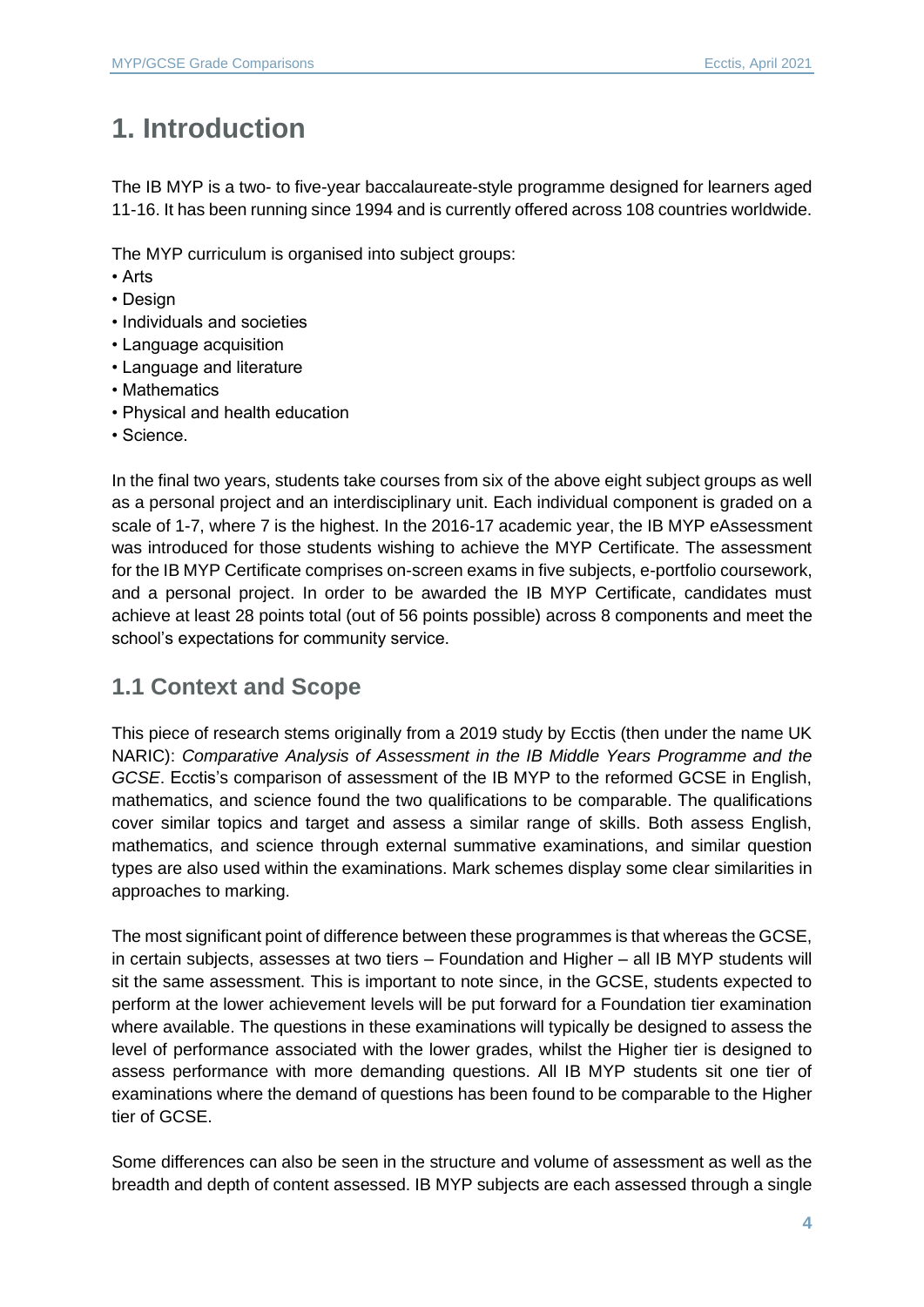# 1. Introduction

The IB MYP is a two- to five-year baccalaureate-style programme designed for learners aged 11-16. It has been running since 1994 and is currently offered across 108 countries worldwide.

The MYP curriculum is organised into subject groups:

- Arts
- Design
- Individuals and societies
- Language acquisition
- Language and literature
- Mathematics
- Physical and health education
- Science.

In the final two years, students take courses from six of the above eight subject groups as well as a personal project and an interdisciplinary unit. Each individual component is graded on a scale of 1-7, where 7 is the highest. In the 2016-17 academic year, the IB MYP eAssessment was introduced for those students wishing to achieve the MYP Certificate. The assessment for the IB MYP Certificate comprises on-screen exams in five subjects, e-portfolio coursework, and a personal project. In order to be awarded the IB MYP Certificate, candidates must achieve at least 28 points total (out of 56 points possible) across 8 components and meet the school's expectations for community service.

## 1.1 Context and Scope

This piece of research stems originally from a 2019 study by Ecctis (then under the name UK NARIC): *Comparative Analysis of Assessment in the IB Middle Years Programme and the GCSE*. Ecctis's comparison of assessment of the IB MYP to the reformed GCSE in English, mathematics, and science found the two qualifications to be comparable. The qualifications cover similar topics and target and assess a similar range of skills. Both assess English, mathematics, and science through external summative examinations, and similar question types are also used within the examinations. Mark schemes display some clear similarities in approaches to marking.

The most significant point of difference between these programmes is that whereas the GCSE, in certain subjects, assesses at two tiers – Foundation and Higher – all IB MYP students will sit the same assessment. This is important to note since, in the GCSE, students expected to perform at the lower achievement levels will be put forward for a Foundation tier examination where available. The questions in these examinations will typically be designed to assess the level of performance associated with the lower grades, whilst the Higher tier is designed to assess performance with more demanding questions. All IB MYP students sit one tier of examinations where the demand of questions has been found to be comparable to the Higher tier of GCSE.

Some differences can also be seen in the structure and volume of assessment as well as the breadth and depth of content assessed. IB MYP subjects are each assessed through a single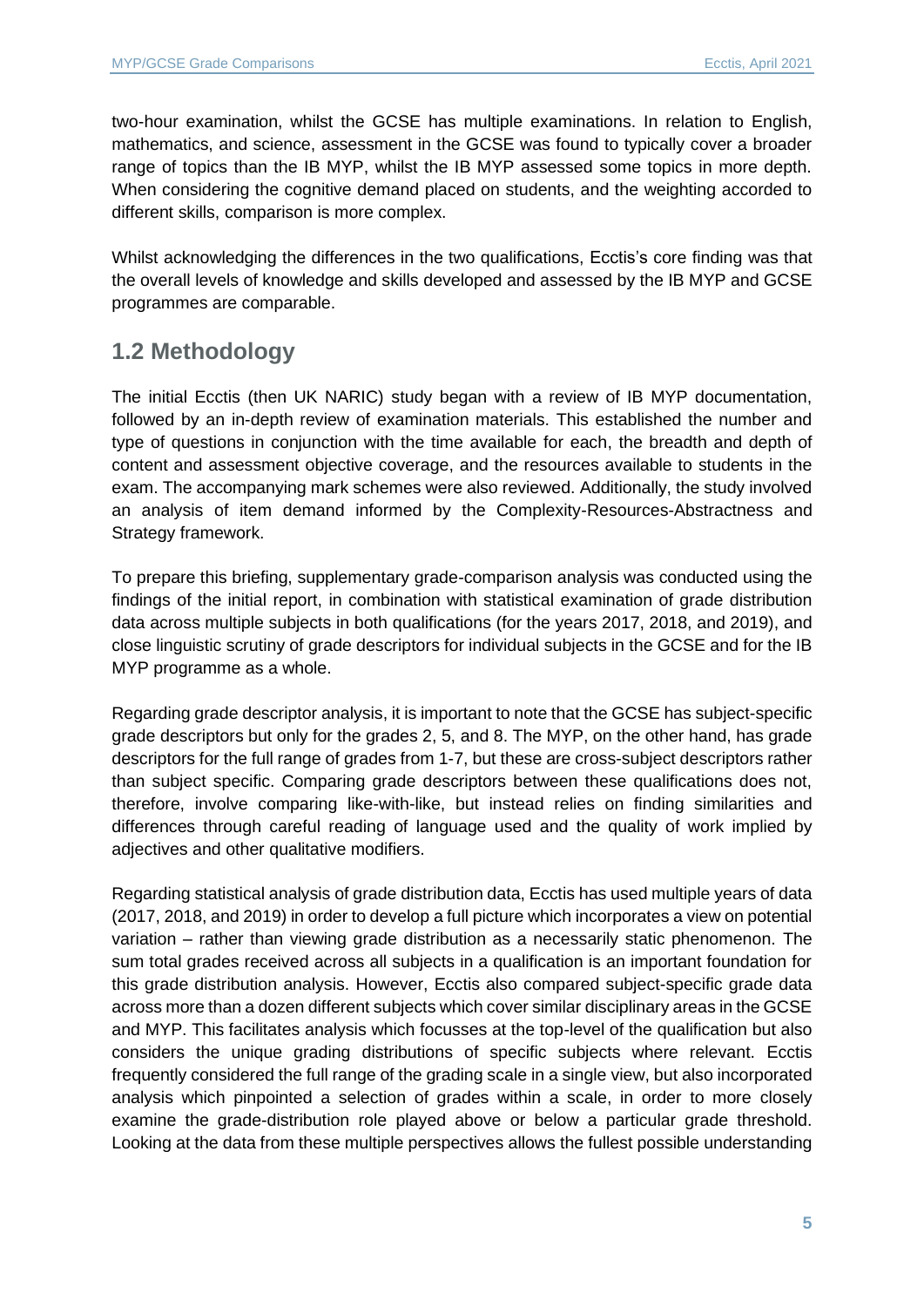two-hour examination, whilst the GCSE has multiple examinations. In relation to English, mathematics, and science, assessment in the GCSE was found to typically cover a broader range of topics than the IB MYP, whilst the IB MYP assessed some topics in more depth. When considering the cognitive demand placed on students, and the weighting accorded to different skills, comparison is more complex.

Whilst acknowledging the differences in the two qualifications, Ecctis's core finding was that the overall levels of knowledge and skills developed and assessed by the IB MYP and GCSE programmes are comparable.

## 1.2 Methodology

The initial Ecctis (then UK NARIC) study began with a review of IB MYP documentation, followed by an in-depth review of examination materials. This established the number and type of questions in conjunction with the time available for each, the breadth and depth of content and assessment objective coverage, and the resources available to students in the exam. The accompanying mark schemes were also reviewed. Additionally, the study involved an analysis of item demand informed by the Complexity-Resources-Abstractness and Strategy framework.

To prepare this briefing, supplementary grade-comparison analysis was conducted using the findings of the initial report, in combination with statistical examination of grade distribution data across multiple subjects in both qualifications (for the years 2017, 2018, and 2019), and close linguistic scrutiny of grade descriptors for individual subjects in the GCSE and for the IB MYP programme as a whole.

Regarding grade descriptor analysis, it is important to note that the GCSE has subject-specific grade descriptors but only for the grades 2, 5, and 8. The MYP, on the other hand, has grade descriptors for the full range of grades from 1-7, but these are cross-subject descriptors rather than subject specific. Comparing grade descriptors between these qualifications does not, therefore, involve comparing like-with-like, but instead relies on finding similarities and differences through careful reading of language used and the quality of work implied by adjectives and other qualitative modifiers.

Regarding statistical analysis of grade distribution data, Ecctis has used multiple years of data (2017, 2018, and 2019) in order to develop a full picture which incorporates a view on potential variation – rather than viewing grade distribution as a necessarily static phenomenon. The sum total grades received across all subjects in a qualification is an important foundation for this grade distribution analysis. However, Ecctis also compared subject-specific grade data across more than a dozen different subjects which cover similar disciplinary areas in the GCSE and MYP. This facilitates analysis which focusses at the top-level of the qualification but also considers the unique grading distributions of specific subjects where relevant. Ecctis frequently considered the full range of the grading scale in a single view, but also incorporated analysis which pinpointed a selection of grades within a scale, in order to more closely examine the grade-distribution role played above or below a particular grade threshold. Looking at the data from these multiple perspectives allows the fullest possible understanding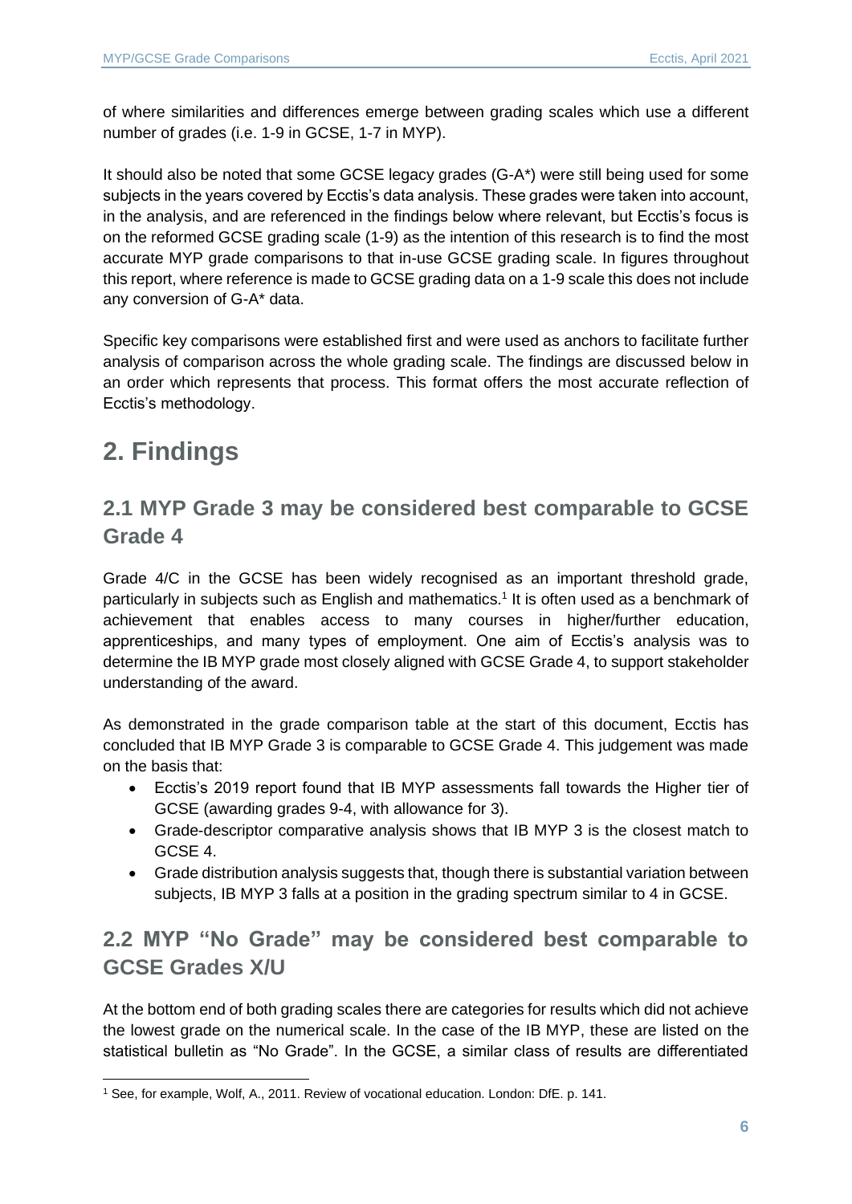of where similarities and differences emerge between grading scales which use a different number of grades (i.e. 1-9 in GCSE, 1-7 in MYP).

It should also be noted that some GCSE legacy grades (G-A*) were still being used for some subjects in the years covered by Ecctis's data analysis. These grades were taken into account, in the analysis, and are referenced in the findings below where relevant, but Ecctis's focus is on the reformed GCSE grading scale (1-9) as the intention of this research is to find the most accurate MYP grade comparisons to that in-use GCSE grading scale. In figures throughout this report, where reference is made to GCSE grading data on a 1-9 scale this does not include any conversion of G-A* data.

Specific key comparisons were established first and were used as anchors to facilitate further analysis of comparison across the whole grading scale. The findings are discussed below in an order which represents that process. This format offers the most accurate reflection of Ecctis's methodology.

# 2. Findings

## 2.1 MYP Grade 3 may be considered best comparable to GCSE Grade 4

Grade 4/C in the GCSE has been widely recognised as an important threshold grade, particularly in subjects such as English and mathematics.[1] It is often used as a benchmark of achievement that enables access to many courses in higher/further education, apprenticeships, and many types of employment. One aim of Ecctis's analysis was to determine the IB MYP grade most closely aligned with GCSE Grade 4, to support stakeholder understanding of the award.

As demonstrated in the grade comparison table at the start of this document, Ecctis has concluded that IB MYP Grade 3 is comparable to GCSE Grade 4. This judgement was made on the basis that:

- Ecctis's 2019 report found that IB MYP assessments fall towards the Higher tier of GCSE (awarding grades 9-4, with allowance for 3).
- Grade-descriptor comparative analysis shows that IB MYP 3 is the closest match to GCSE 4.
- Grade distribution analysis suggests that, though there is substantial variation between subjects, IB MYP 3 falls at a position in the grading spectrum similar to 4 in GCSE.

## 2.2 MYP "No Grade" may be considered best comparable to GCSE Grades X/U

At the bottom end of both grading scales there are categories for results which did not achieve the lowest grade on the numerical scale. In the case of the IB MYP, these are listed on the statistical bulletin as "No Grade". In the GCSE, a similar class of results are differentiated

[1] See, for example, Wolf, A., 2011. Review of vocational education. London: DfE. p. 141.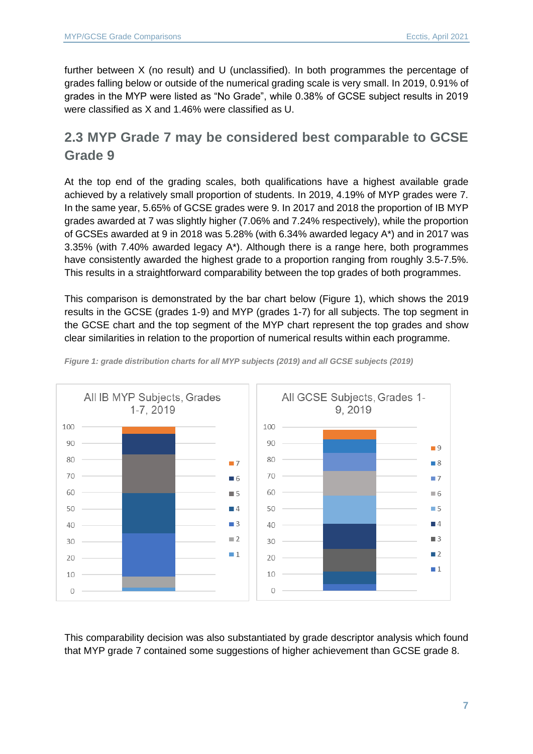further between X (no result) and U (unclassified). In both programmes the percentage of grades falling below or outside of the numerical grading scale is very small. In 2019, 0.91% of grades in the MYP were listed as "No Grade", while 0.38% of GCSE subject results in 2019 were classified as X and 1.46% were classified as U.

## 2.3 MYP Grade 7 may be considered best comparable to GCSE Grade 9

At the top end of the grading scales, both qualifications have a highest available grade achieved by a relatively small proportion of students. In 2019, 4.19% of MYP grades were 7. In the same year, 5.65% of GCSE grades were 9. In 2017 and 2018 the proportion of IB MYP grades awarded at 7 was slightly higher (7.06% and 7.24% respectively), while the proportion of GCSEs awarded at 9 in 2018 was 5.28% (with 6.34% awarded legacy A*) and in 2017 was 3.35% (with 7.40% awarded legacy A*). Although there is a range here, both programmes have consistently awarded the highest grade to a proportion ranging from roughly 3.5-7.5%. This results in a straightforward comparability between the top grades of both programmes.

This comparison is demonstrated by the bar chart below (Figure 1), which shows the 2019 results in the GCSE (grades 1-9) and MYP (grades 1-7) for all subjects. The top segment in the GCSE chart and the top segment of the MYP chart represent the top grades and show clear similarities in relation to the proportion of numerical results within each programme.

*Figure 1: grade distribution charts for all MYP subjects (2019) and all GCSE subjects (2019)*

This comparability decision was also substantiated by grade descriptor analysis which found that MYP grade 7 contained some suggestions of higher achievement than GCSE grade 8.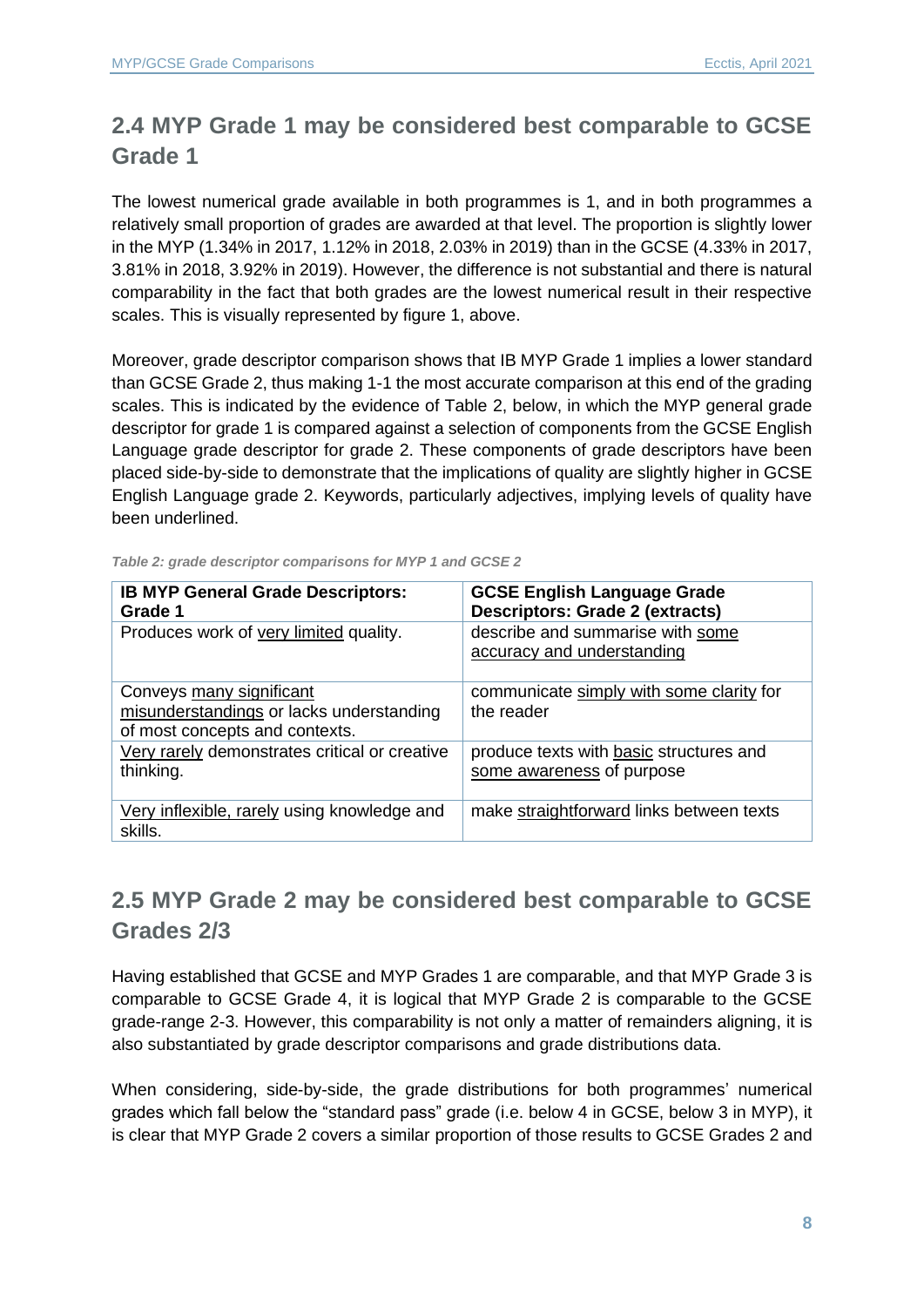## 2.4 MYP Grade 1 may be considered best comparable to GCSE Grade 1

The lowest numerical grade available in both programmes is 1, and in both programmes a relatively small proportion of grades are awarded at that level. The proportion is slightly lower in the MYP (1.34% in 2017, 1.12% in 2018, 2.03% in 2019) than in the GCSE (4.33% in 2017, 3.81% in 2018, 3.92% in 2019). However, the difference is not substantial and there is natural comparability in the fact that both grades are the lowest numerical result in their respective scales. This is visually represented by figure 1, above.

Moreover, grade descriptor comparison shows that IB MYP Grade 1 implies a lower standard than GCSE Grade 2, thus making 1-1 the most accurate comparison at this end of the grading scales. This is indicated by the evidence of Table 2, below, in which the MYP general grade descriptor for grade 1 is compared against a selection of components from the GCSE English Language grade descriptor for grade 2. These components of grade descriptors have been placed side-by-side to demonstrate that the implications of quality are slightly higher in GCSE English Language grade 2. Keywords, particularly adjectives, implying levels of quality have been underlined.

*Table 2: grade descriptor comparisons for MYP 1 and GCSE 2*

| IB MYP General Grade Descriptors: Grade 1 | GCSE English Language Grade Descriptors: Grade 2 (extracts) |
|---|---|
| Produces work of very limited quality. | describe and summarise with some accuracy and understanding |
| Conveys many significant misunderstandings or lacks understanding of most concepts and contexts. | communicate simply with some clarity for the reader |
| Very rarely demonstrates critical or creative thinking. | produce texts with basic structures and some awareness of purpose |
| Very inflexible, rarely using knowledge and skills. | make straightforward links between texts |

## 2.5 MYP Grade 2 may be considered best comparable to GCSE Grades 2/3

Having established that GCSE and MYP Grades 1 are comparable, and that MYP Grade 3 is comparable to GCSE Grade 4, it is logical that MYP Grade 2 is comparable to the GCSE grade-range 2-3. However, this comparability is not only a matter of remainders aligning, it is also substantiated by grade descriptor comparisons and grade distributions data.

When considering, side-by-side, the grade distributions for both programmes' numerical grades which fall below the "standard pass" grade (i.e. below 4 in GCSE, below 3 in MYP), it is clear that MYP Grade 2 covers a similar proportion of those results to GCSE Grades 2 and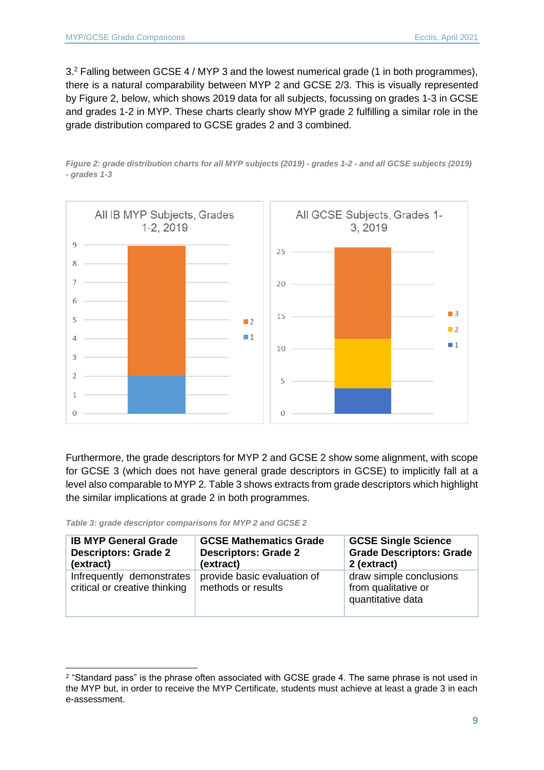3.[2] Falling between GCSE 4 / MYP 3 and the lowest numerical grade (1 in both programmes), there is a natural comparability between MYP 2 and GCSE 2/3. This is visually represented by Figure 2, below, which shows 2019 data for all subjects, focussing on grades 1-3 in GCSE and grades 1-2 in MYP. These charts clearly show MYP grade 2 fulfilling a similar role in the grade distribution compared to GCSE grades 2 and 3 combined.

*Figure 2: grade distribution charts for all MYP subjects (2019) - grades 1-2 - and all GCSE subjects (2019) - grades 1-3*

Furthermore, the grade descriptors for MYP 2 and GCSE 2 show some alignment, with scope for GCSE 3 (which does not have general grade descriptors in GCSE) to implicitly fall at a level also comparable to MYP 2. Table 3 shows extracts from grade descriptors which highlight the similar implications at grade 2 in both programmes.

*Table 3: grade descriptor comparisons for MYP 2 and GCSE 2*

| IB MYP General Grade Descriptors: Grade 2 (extract) | GCSE Mathematics Grade Descriptors: Grade 2 (extract) | GCSE Single Science Grade Descriptors: Grade 2 (extract) |
|---|---|---|
| Infrequently demonstrates critical or creative thinking | provide basic evaluation of methods or results | draw simple conclusions from qualitative or quantitative data |

[2] "Standard pass" is the phrase often associated with GCSE grade 4. The same phrase is not used in the MYP but, in order to receive the MYP Certificate, students must achieve at least a grade 3 in each e-assessment.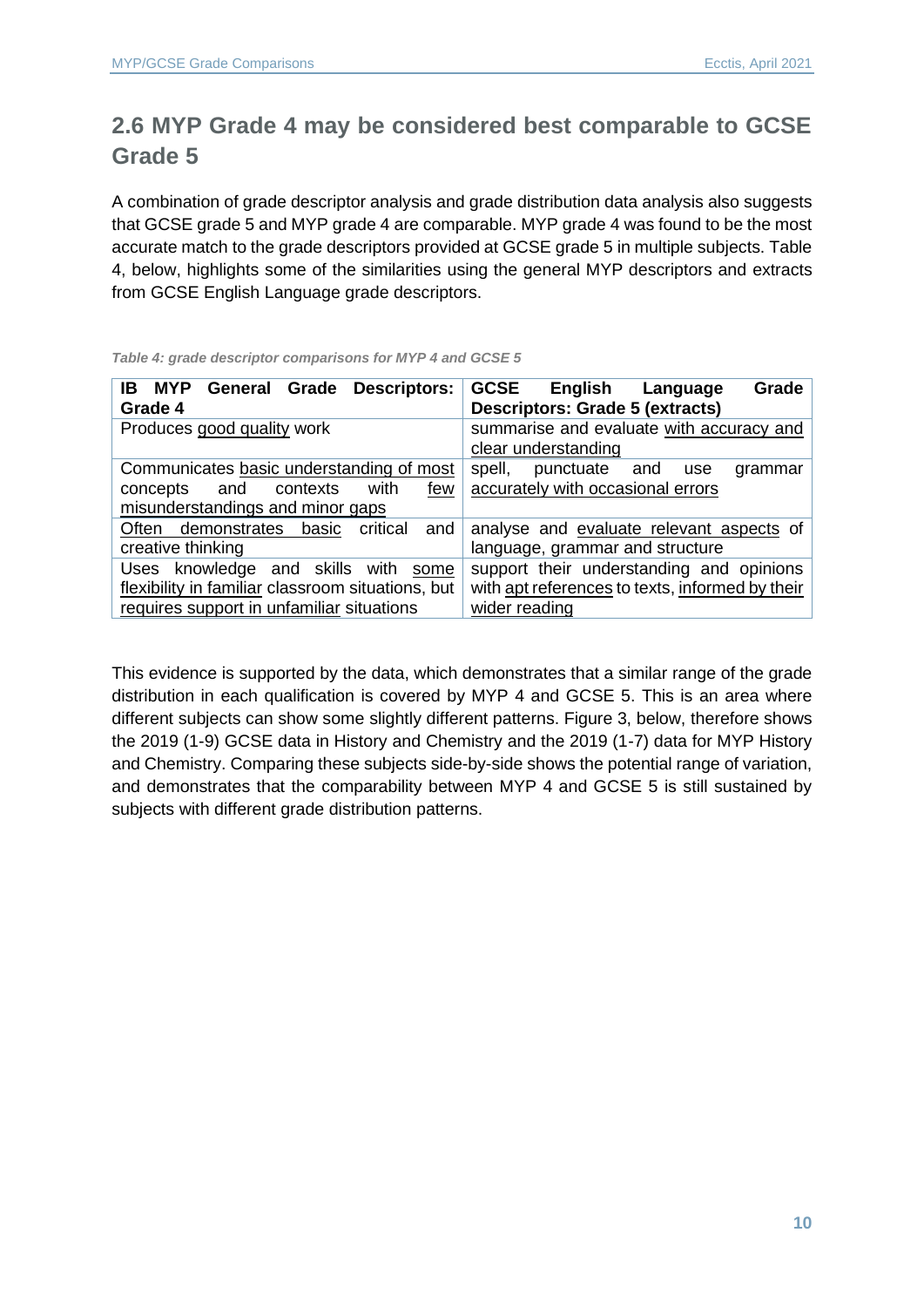## 2.6 MYP Grade 4 may be considered best comparable to GCSE Grade 5

A combination of grade descriptor analysis and grade distribution data analysis also suggests that GCSE grade 5 and MYP grade 4 are comparable. MYP grade 4 was found to be the most accurate match to the grade descriptors provided at GCSE grade 5 in multiple subjects. Table 4, below, highlights some of the similarities using the general MYP descriptors and extracts from GCSE English Language grade descriptors.

*Table 4: grade descriptor comparisons for MYP 4 and GCSE 5*

| IB MYP General Grade Descriptors: Grade 4 | GCSE English Language Grade Descriptors: Grade 5 (extracts) |
|---|---|
| Produces good quality work | summarise and evaluate with accuracy and clear understanding |
| Communicates basic understanding of most concepts and contexts with few misunderstandings and minor gaps | spell, punctuate and use grammar accurately with occasional errors |
| Often demonstrates basic critical and creative thinking | analyse and evaluate relevant aspects of language, grammar and structure |
| Uses knowledge and skills with some flexibility in familiar classroom situations, but requires support in unfamiliar situations | support their understanding and opinions with apt references to texts, informed by their wider reading |

This evidence is supported by the data, which demonstrates that a similar range of the grade distribution in each qualification is covered by MYP 4 and GCSE 5. This is an area where different subjects can show some slightly different patterns. Figure 3, below, therefore shows the 2019 (1-9) GCSE data in History and Chemistry and the 2019 (1-7) data for MYP History and Chemistry. Comparing these subjects side-by-side shows the potential range of variation, and demonstrates that the comparability between MYP 4 and GCSE 5 is still sustained by subjects with different grade distribution patterns.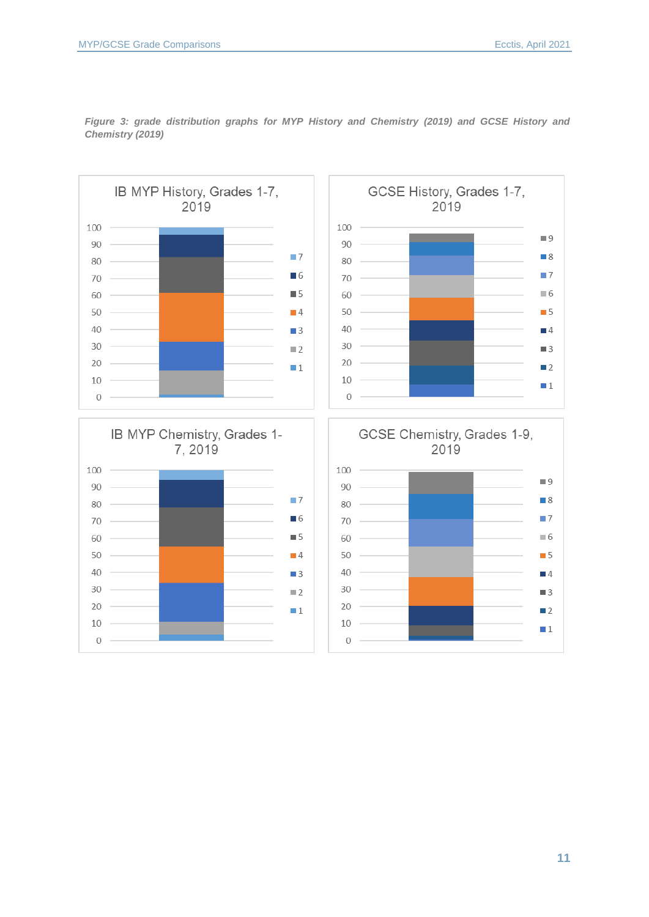*Figure 3: grade distribution graphs for MYP History and Chemistry (2019) and GCSE History and Chemistry (2019)*

IB MYP History, Grades 1-7, 2019

GCSE History, Grades 1-7, 2019

IB MYP Chemistry, Grades 1-7, 2019

GCSE Chemistry, Grades 1-9, 2019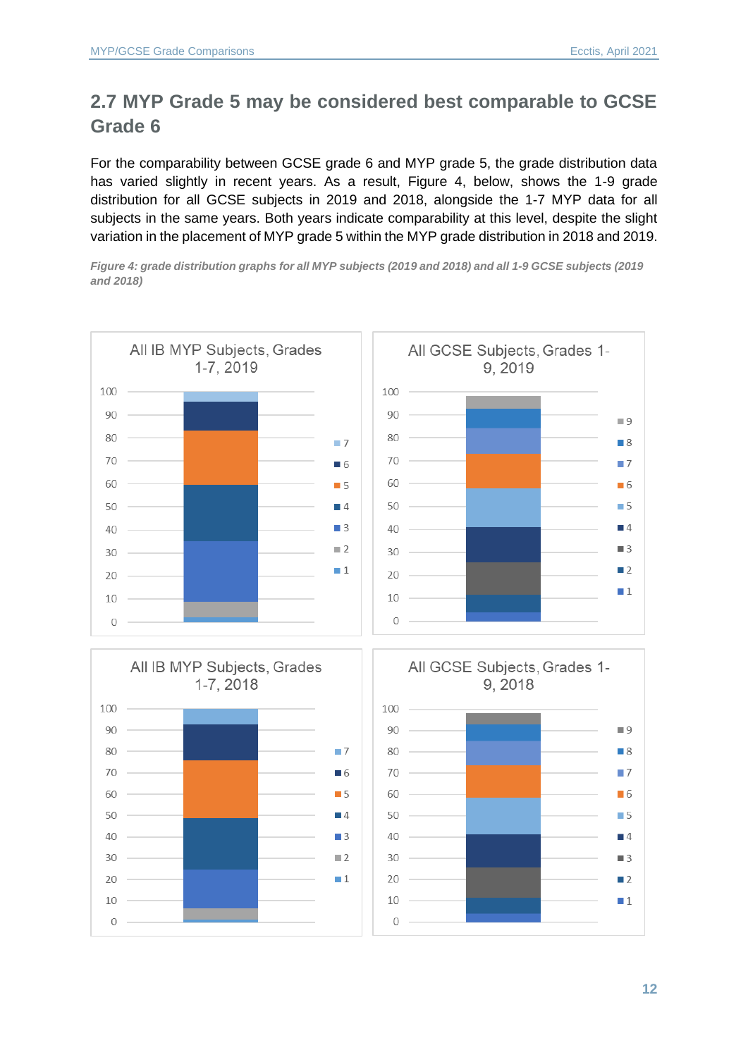## 2.7 MYP Grade 5 may be considered best comparable to GCSE Grade 6

For the comparability between GCSE grade 6 and MYP grade 5, the grade distribution data has varied slightly in recent years. As a result, Figure 4, below, shows the 1-9 grade distribution for all GCSE subjects in 2019 and 2018, alongside the 1-7 MYP data for all subjects in the same years. Both years indicate comparability at this level, despite the slight variation in the placement of MYP grade 5 within the MYP grade distribution in 2018 and 2019.

*Figure 4: grade distribution graphs for all MYP subjects (2019 and 2018) and all 1-9 GCSE subjects (2019 and 2018)*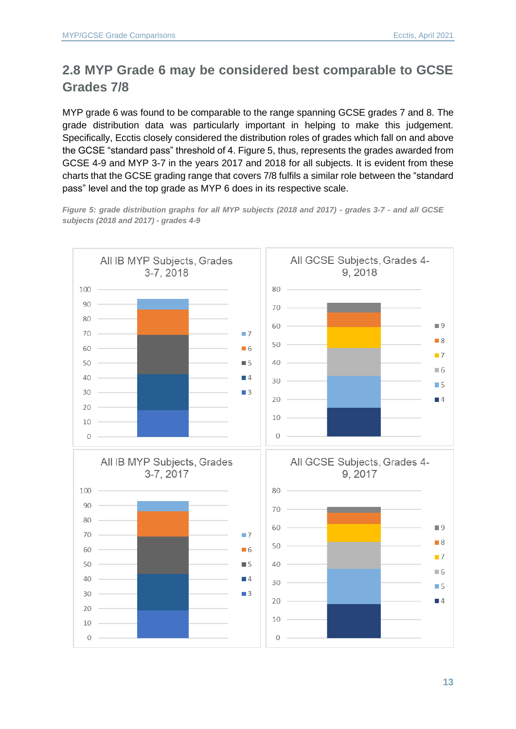## 2.8 MYP Grade 6 may be considered best comparable to GCSE Grades 7/8

MYP grade 6 was found to be comparable to the range spanning GCSE grades 7 and 8. The grade distribution data was particularly important in helping to make this judgement. Specifically, Ecctis closely considered the distribution roles of grades which fall on and above the GCSE "standard pass" threshold of 4. Figure 5, thus, represents the grades awarded from GCSE 4-9 and MYP 3-7 in the years 2017 and 2018 for all subjects. It is evident from these charts that the GCSE grading range that covers 7/8 fulfils a similar role between the "standard pass" level and the top grade as MYP 6 does in its respective scale.

***Figure 5: grade distribution graphs for all MYP subjects (2018 and 2017) - grades 3-7 - and all GCSE subjects (2018 and 2017) - grades 4-9***

All IB MYP Subjects, Grades 3-7, 2018

All GCSE Subjects, Grades 4-9, 2018

All IB MYP Subjects, Grades 3-7, 2017

All GCSE Subjects, Grades 4-9, 2017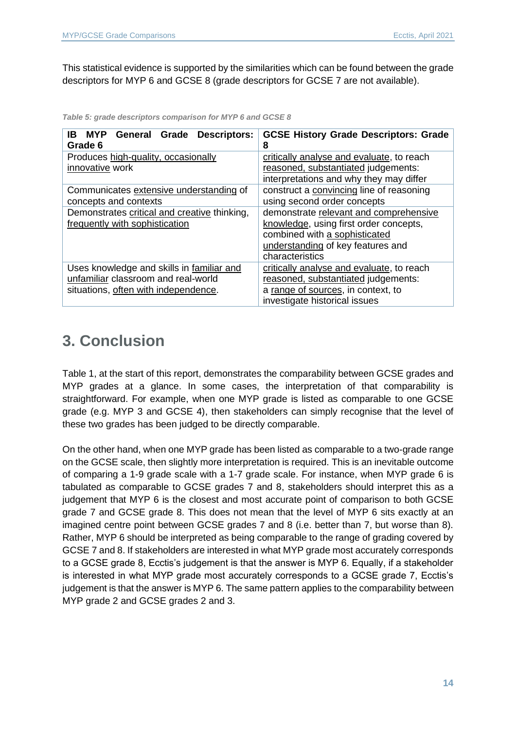This statistical evidence is supported by the similarities which can be found between the grade descriptors for MYP 6 and GCSE 8 (grade descriptors for GCSE 7 are not available).

*Table 5: grade descriptors comparison for MYP 6 and GCSE 8*

| IB MYP General Grade Descriptors: Grade 6 | GCSE History Grade Descriptors: Grade 8 |
|---|---|
| Produces high-quality, occasionally innovative work | critically analyse and evaluate, to reach reasoned, substantiated judgements: interpretations and why they may differ |
| Communicates extensive understanding of concepts and contexts | construct a convincing line of reasoning using second order concepts |
| Demonstrates critical and creative thinking, frequently with sophistication | demonstrate relevant and comprehensive knowledge, using first order concepts, combined with a sophisticated understanding of key features and characteristics |
| Uses knowledge and skills in familiar and unfamiliar classroom and real-world situations, often with independence. | critically analyse and evaluate, to reach reasoned, substantiated judgements: a range of sources, in context, to investigate historical issues |

# 3. Conclusion

Table 1, at the start of this report, demonstrates the comparability between GCSE grades and MYP grades at a glance. In some cases, the interpretation of that comparability is straightforward. For example, when one MYP grade is listed as comparable to one GCSE grade (e.g. MYP 3 and GCSE 4), then stakeholders can simply recognise that the level of these two grades has been judged to be directly comparable.

On the other hand, when one MYP grade has been listed as comparable to a two-grade range on the GCSE scale, then slightly more interpretation is required. This is an inevitable outcome of comparing a 1-9 grade scale with a 1-7 grade scale. For instance, when MYP grade 6 is tabulated as comparable to GCSE grades 7 and 8, stakeholders should interpret this as a judgement that MYP 6 is the closest and most accurate point of comparison to both GCSE grade 7 and GCSE grade 8. This does not mean that the level of MYP 6 sits exactly at an imagined centre point between GCSE grades 7 and 8 (i.e. better than 7, but worse than 8). Rather, MYP 6 should be interpreted as being comparable to the range of grading covered by GCSE 7 and 8. If stakeholders are interested in what MYP grade most accurately corresponds to a GCSE grade 8, Ecctis's judgement is that the answer is MYP 6. Equally, if a stakeholder is interested in what MYP grade most accurately corresponds to a GCSE grade 7, Ecctis's judgement is that the answer is MYP 6. The same pattern applies to the comparability between MYP grade 2 and GCSE grades 2 and 3.